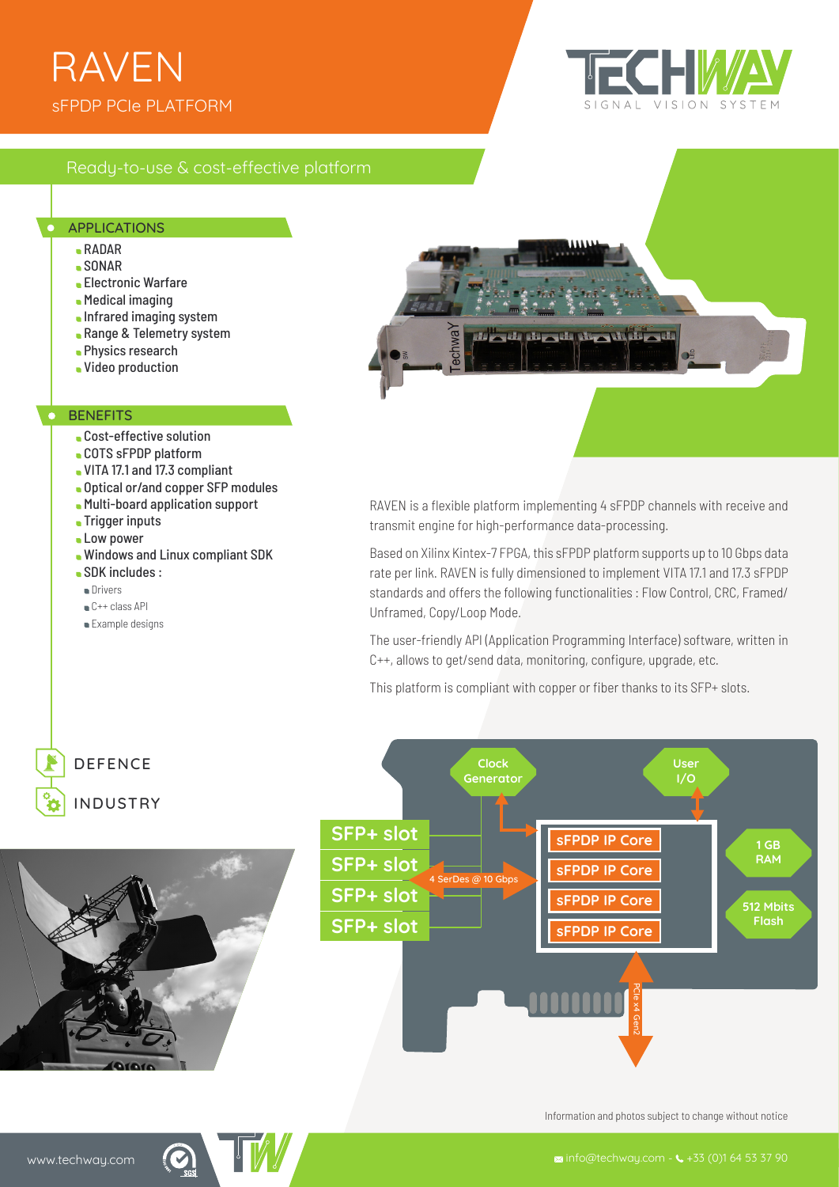# RAVEN

sFPDP PCIe PLATFORM

TECHWAY — SIGNAL VISION SYSTEM

## Ready-to-use & cost-effective platform

### APPLICATIONS

- RADAR
- SONAR
- Electronic Warfare
- Medical imaging
- Infrared imaging system
- Range & Telemetry system
- Physics research
- Video production

### BENEFITS

- Cost-effective solution
- COTS sFPDP platform
- VITA 17.1 and 17.3 compliant
- Optical or/and copper SFP modules
- Multi-board application support
- Trigger inputs
- Low power
- Windows and Linux compliant SDK
- SDK includes :
  - Drivers
  - C++ class API
  - Example designs

RAVEN is a flexible platform implementing 4 sFPDP channels with receive and transmit engine for high-performance data-processing.

Based on Xilinx Kintex-7 FPGA, this sFPDP platform supports up to 10 Gbps data rate per link. RAVEN is fully dimensioned to implement VITA 17.1 and 17.3 sFPDP standards and offers the following functionalities : Flow Control, CRC, Framed/Unframed, Copy/Loop Mode.

The user-friendly API (Application Programming Interface) software, written in C++, allows to get/send data, monitoring, configure, upgrade, etc.

This platform is compliant with copper or fiber thanks to its SFP+ slots.

DEFENCE

INDUSTRY

Clock Generator

User I/O

SFP+ slot

SFP+ slot

SFP+ slot

SFP+ slot

4 SerDes @ 10 Gbps

sFPDP IP Core

sFPDP IP Core

sFPDP IP Core

sFPDP IP Core

1 GB RAM

512 Mbits Flash

PCIe x4 Gen2

Information and photos subject to change without notice

www.techway.com

info@techway.com - +33 (0)1 64 53 37 90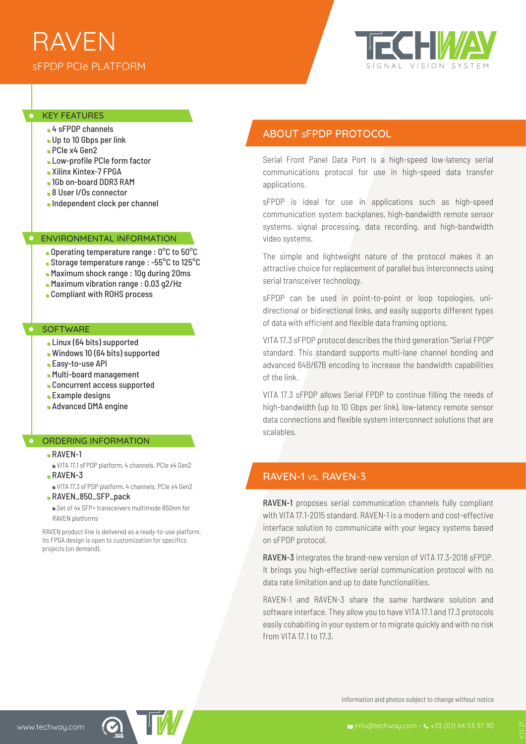# RAVEN

sFPDP PCIe PLATFORM

TECHWAY SIGNAL VISION SYSTEM

## KEY FEATURES

- 4 sFPDP channels
- Up to 10 Gbps per link
- PCIe x4 Gen2
- Low-profile PCIe form factor
- Xilinx Kintex-7 FPGA
- 1Gb on-board DDR3 RAM
- 8 User I/Os connector
- Independent clock per channel

## ENVIRONMENTAL INFORMATION

- Operating temperature range : 0°C to 50°C
- Storage temperature range : -55°C to 125°C
- Maximum shock range : 10g during 20ms
- Maximum vibration range : 0.03 g2/Hz
- Compliant with ROHS process

## SOFTWARE

- Linux (64 bits) supported
- Windows 10 (64 bits) supported
- Easy-to-use API
- Multi-board management
- Concurrent access supported
- Example designs
- Advanced DMA engine

## ORDERING INFORMATION

- RAVEN-1
  - VITA 17.1 sFPDP platform, 4 channels, PCIe x4 Gen2
- RAVEN-3
  - VITA 17.3 sFPDP platform, 4 channels, PCIe x4 Gen2
- RAVEN_850_SFP_pack
  - Set of 4x SFP+ transceivers multimode 850nm for RAVEN platforms

RAVEN product line is delivered as a ready-to-use platform. Its FPGA design is open to customization for specifics projects (on demand).

## ABOUT sFPDP PROTOCOL

Serial Front Panel Data Port is a high-speed low-latency serial communications protocol for use in high-speed data transfer applications.

sFPDP is ideal for use in applications such as high-speed communication system backplanes, high-bandwidth remote sensor systems, signal processing, data recording, and high-bandwidth video systems.

The simple and lightweight nature of the protocol makes it an attractive choice for replacement of parallel bus interconnects using serial transceiver technology.

sFPDP can be used in point-to-point or loop topologies, uni-directional or bidirectional links, and easily supports different types of data with efficient and flexible data framing options.

VITA 17.3 sFPDP protocol describes the third generation "Serial FPDP" standard. This standard supports multi-lane channel bonding and advanced 64B/67B encoding to increase the bandwidth capabilities of the link.

VITA 17.3 sFPDP allows Serial FPDP to continue filling the needs of high-bandwidth (up to 10 Gbps per link), low-latency remote sensor data connections and flexible system interconnect solutions that are scalables.

## RAVEN-1 vs. RAVEN-3

**RAVEN-1** proposes serial communication channels fully compliant with VITA 17.1-2015 standard. RAVEN-1 is a modern and cost-effective interface solution to communicate with your legacy systems based on sFPDP protocol.

**RAVEN-3** integrates the brand-new version of VITA 17.3-2018 sFPDP. It brings you high-effective serial communication protocol with no data rate limitation and up to date functionalities.

RAVEN-1 and RAVEN-3 share the same hardware solution and software interface. They allow you to have VITA 17.1 and 17.3 protocols easily cohabiting in your system or to migrate quickly and with no risk from VITA 17.1 to 17.3.

Information and photos subject to change without notice

www.techway.com

info@techway.com - +33 (0)1 64 53 37 90

V11-21